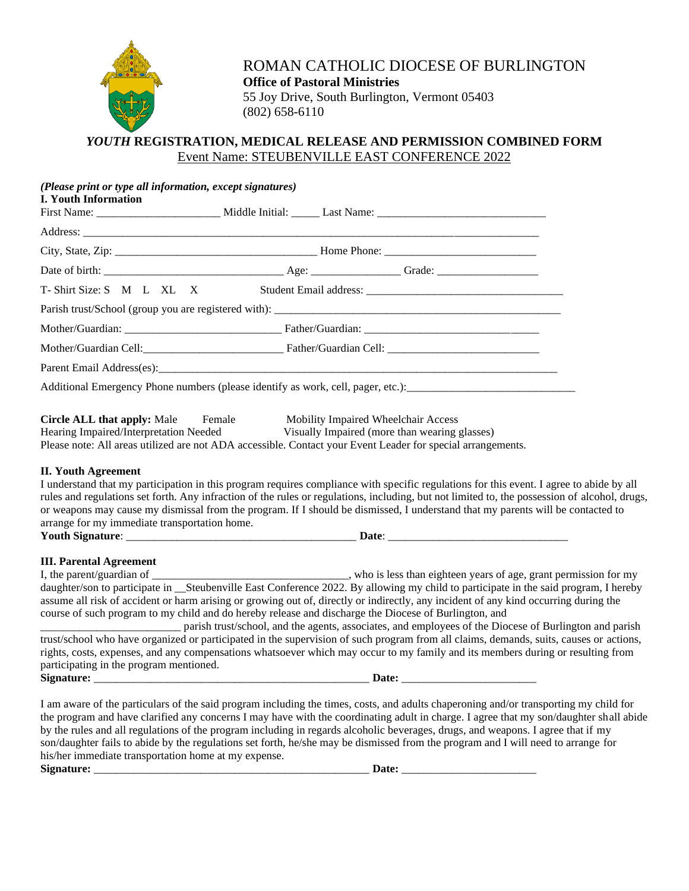# ROMAN CATHOLIC DIOCESE OF BURLINGTON

**Office of Pastoral Ministries**
55 Joy Drive, South Burlington, Vermont 05403
(802) 658-6110

## *YOUTH* REGISTRATION, MEDICAL RELEASE AND PERMISSION COMBINED FORM

Event Name: STEUBENVILLE EAST CONFERENCE 2022

***(Please print or type all information, except signatures)***

### I. Youth Information

First Name: ______________________ Middle Initial: _____ Last Name: ______________________________

Address: ________________________________________________________________________________

City, State, Zip: ____________________________________ Home Phone: ___________________________

Date of birth: ________________________________ Age: ________________ Grade: __________________

T- Shirt Size: S M L XL X Student Email address: ____________________________________

Parish trust/School (group you are registered with): _____________________________________________________

Mother/Guardian: ___________________________ Father/Guardian: _______________________________

Mother/Guardian Cell:__________________________ Father/Guardian Cell: ___________________________

Parent Email Address(es):__________________________________________________________________________

Additional Emergency Phone numbers (please identify as work, cell, pager, etc.):______________________________

**Circle ALL that apply:** Male Female Mobility Impaired Wheelchair Access
Hearing Impaired/Interpretation Needed Visually Impaired (more than wearing glasses)
Please note: All areas utilized are not ADA accessible. Contact your Event Leader for special arrangements.

### II. Youth Agreement

I understand that my participation in this program requires compliance with specific regulations for this event. I agree to abide by all rules and regulations set forth. Any infraction of the rules or regulations, including, but not limited to, the possession of alcohol, drugs, or weapons may cause my dismissal from the program. If I should be dismissed, I understand that my parents will be contacted to arrange for my immediate transportation home.

**Youth Signature**: __________________________________________ **Date**: _________________________________

### III. Parental Agreement

I, the parent/guardian of ___________________________________, who is less than eighteen years of age, grant permission for my daughter/son to participate in __Steubenville East Conference 2022. By allowing my child to participate in the said program, I hereby assume all risk of accident or harm arising or growing out of, directly or indirectly, any incident of any kind occurring during the course of such program to my child and do hereby release and discharge the Diocese of Burlington, and _________________________ parish trust/school, and the agents, associates, and employees of the Diocese of Burlington and parish trust/school who have organized or participated in the supervision of such program from all claims, demands, suits, causes or actions, rights, costs, expenses, and any compensations whatsoever which may occur to my family and its members during or resulting from participating in the program mentioned.

**Signature:** __________________________________________________ **Date:** ________________________

I am aware of the particulars of the said program including the times, costs, and adults chaperoning and/or transporting my child for the program and have clarified any concerns I may have with the coordinating adult in charge. I agree that my son/daughter shall abide by the rules and all regulations of the program including in regards alcoholic beverages, drugs, and weapons. I agree that if my son/daughter fails to abide by the regulations set forth, he/she may be dismissed from the program and I will need to arrange for his/her immediate transportation home at my expense.

**Signature:** __________________________________________________ **Date:** ________________________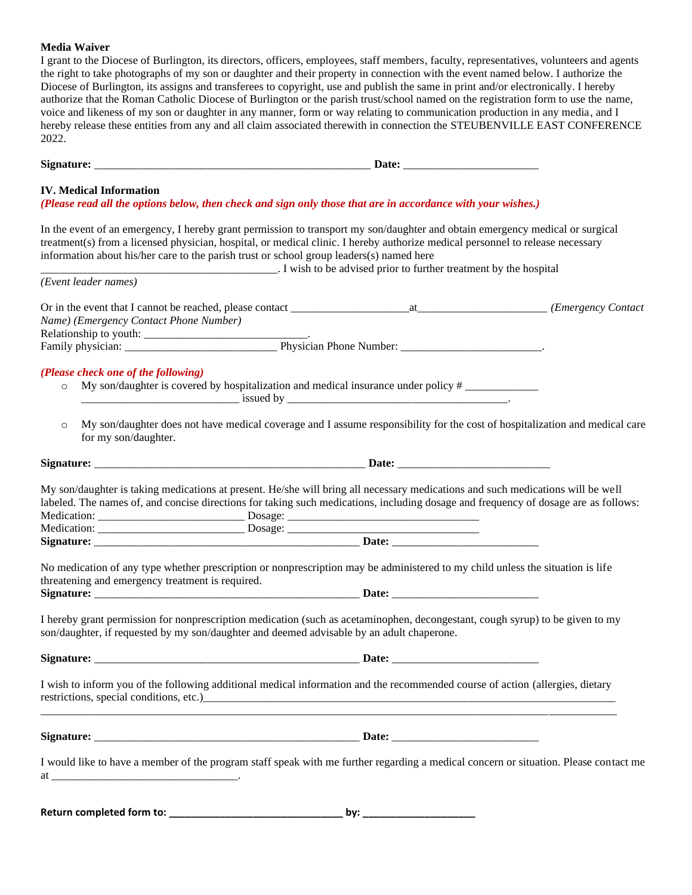**Media Waiver**

I grant to the Diocese of Burlington, its directors, officers, employees, staff members, faculty, representatives, volunteers and agents the right to take photographs of my son or daughter and their property in connection with the event named below. I authorize the Diocese of Burlington, its assigns and transferees to copyright, use and publish the same in print and/or electronically. I hereby authorize that the Roman Catholic Diocese of Burlington or the parish trust/school named on the registration form to use the name, voice and likeness of my son or daughter in any manner, form or way relating to communication production in any media, and I hereby release these entities from any and all claim associated therewith in connection the STEUBENVILLE EAST CONFERENCE 2022.

**Signature:** _______________________________________________ **Date:** _______________________

## IV. Medical Information

***(Please read all the options below, then check and sign only those that are in accordance with your wishes.)***

In the event of an emergency, I hereby grant permission to transport my son/daughter and obtain emergency medical or surgical treatment(s) from a licensed physician, hospital, or medical clinic. I hereby authorize medical personnel to release necessary information about his/her care to the parish trust or school group leaders(s) named here _________________________________________. I wish to be advised prior to further treatment by the hospital

*(Event leader names)*

Or in the event that I cannot be reached, please contact ____________________at______________________ *(Emergency Contact Name) (Emergency Contact Phone Number)*

Relationship to youth: ____________________________.

Family physician: __________________________ Physician Phone Number: ________________________.

***(Please check one of the following)***

- My son/daughter is covered by hospitalization and medical insurance under policy # _____________ ___________________________ issued by ______________________________________.
- My son/daughter does not have medical coverage and I assume responsibility for the cost of hospitalization and medical care for my son/daughter.

**Signature:** _______________________________________________ **Date:** __________________________

My son/daughter is taking medications at present. He/she will bring all necessary medications and such medications will be well labeled. The names of, and concise directions for taking such medications, including dosage and frequency of dosage are as follows:

Medication: _________________________ Dosage: _________________________________

Medication: _________________________ Dosage: _________________________________

**Signature:** _______________________________________________ **Date:** _________________________

No medication of any type whether prescription or nonprescription may be administered to my child unless the situation is life threatening and emergency treatment is required.

**Signature:** _______________________________________________ **Date:** _________________________

I hereby grant permission for nonprescription medication (such as acetaminophen, decongestant, cough syrup) to be given to my son/daughter, if requested by my son/daughter and deemed advisable by an adult chaperone.

**Signature:** _______________________________________________ **Date:** _________________________

I wish to inform you of the following additional medical information and the recommended course of action (allergies, dietary restrictions, special conditions, etc.)__________________________________________________________________________
_____________________________________________________________________________________________

**Signature:** _______________________________________________ **Date:** _________________________

I would like to have a member of the program staff speak with me further regarding a medical concern or situation. Please contact me at _________________________________.

**Return completed form to: ______________________________ by: ____________________**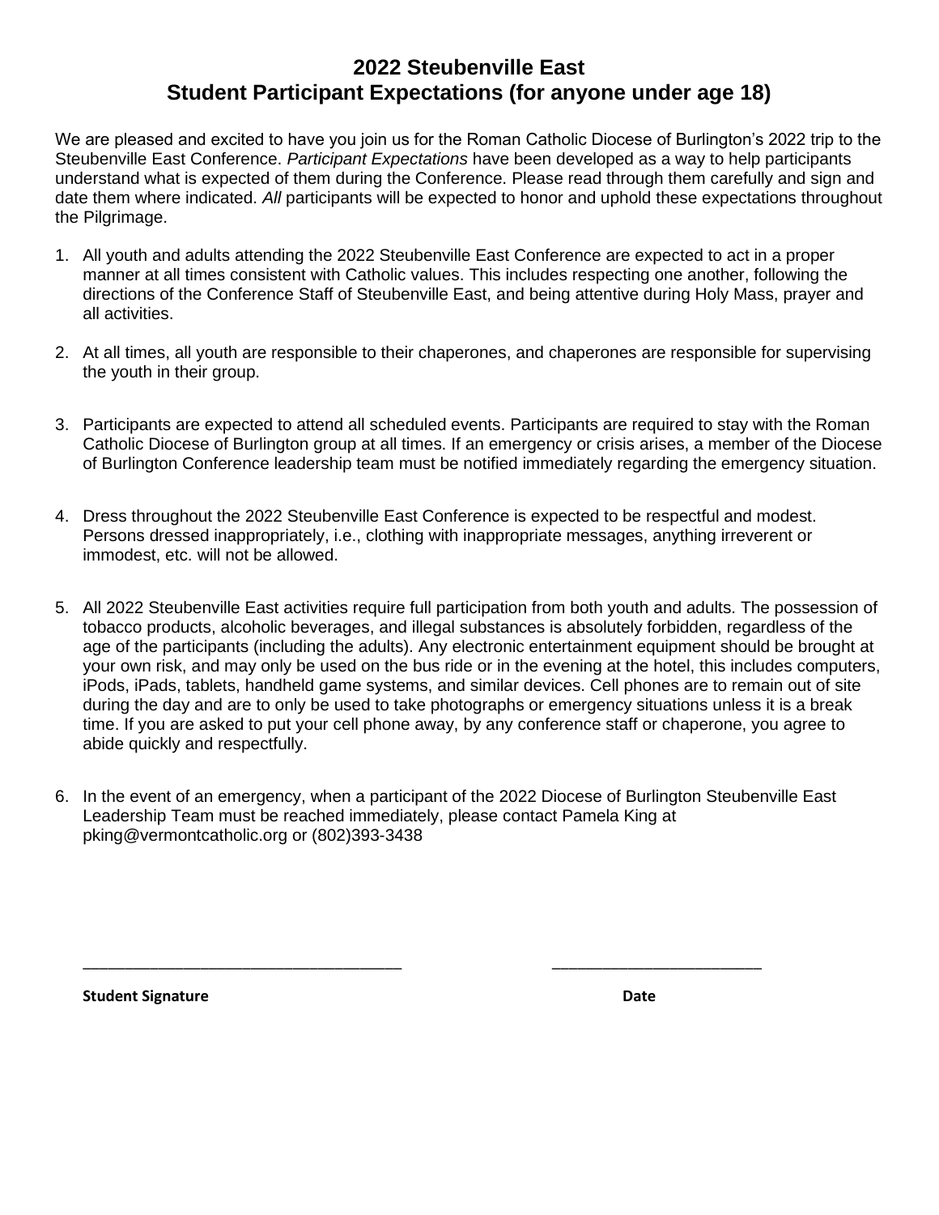# 2022 Steubenville East
# Student Participant Expectations (for anyone under age 18)

We are pleased and excited to have you join us for the Roman Catholic Diocese of Burlington's 2022 trip to the Steubenville East Conference. *Participant Expectations* have been developed as a way to help participants understand what is expected of them during the Conference. Please read through them carefully and sign and date them where indicated. *All* participants will be expected to honor and uphold these expectations throughout the Pilgrimage.

1. All youth and adults attending the 2022 Steubenville East Conference are expected to act in a proper manner at all times consistent with Catholic values. This includes respecting one another, following the directions of the Conference Staff of Steubenville East, and being attentive during Holy Mass, prayer and all activities.

2. At all times, all youth are responsible to their chaperones, and chaperones are responsible for supervising the youth in their group.

3. Participants are expected to attend all scheduled events. Participants are required to stay with the Roman Catholic Diocese of Burlington group at all times. If an emergency or crisis arises, a member of the Diocese of Burlington Conference leadership team must be notified immediately regarding the emergency situation.

4. Dress throughout the 2022 Steubenville East Conference is expected to be respectful and modest. Persons dressed inappropriately, i.e., clothing with inappropriate messages, anything irreverent or immodest, etc. will not be allowed.

5. All 2022 Steubenville East activities require full participation from both youth and adults. The possession of tobacco products, alcoholic beverages, and illegal substances is absolutely forbidden, regardless of the age of the participants (including the adults). Any electronic entertainment equipment should be brought at your own risk, and may only be used on the bus ride or in the evening at the hotel, this includes computers, iPods, iPads, tablets, handheld game systems, and similar devices. Cell phones are to remain out of site during the day and are to only be used to take photographs or emergency situations unless it is a break time. If you are asked to put your cell phone away, by any conference staff or chaperone, you agree to abide quickly and respectfully.

6. In the event of an emergency, when a participant of the 2022 Diocese of Burlington Steubenville East Leadership Team must be reached immediately, please contact Pamela King at pking@vermontcatholic.org or (802)393-3438

___________________________________ ________________________

**Student Signature** **Date**